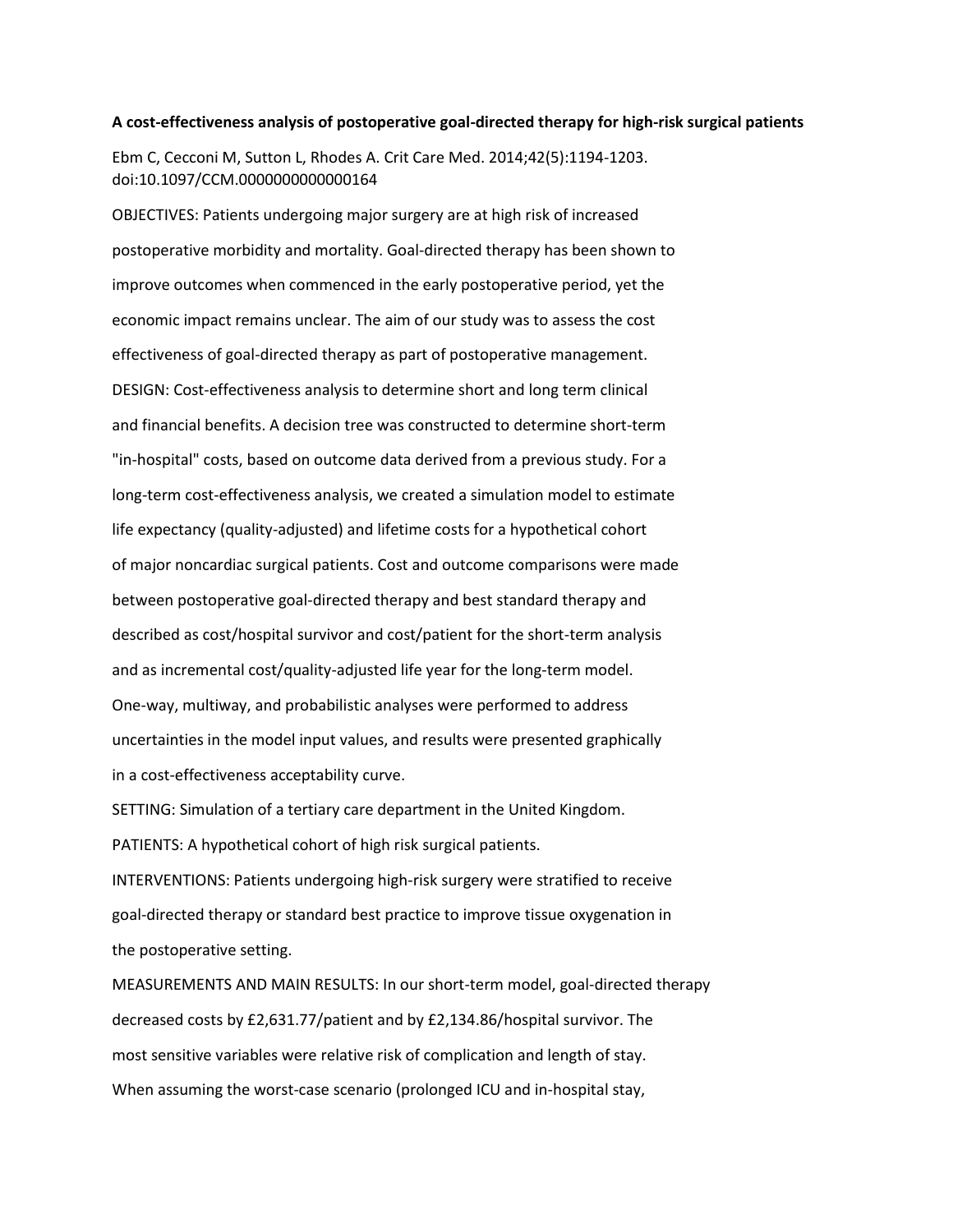**A cost-effectiveness analysis of postoperative goal-directed therapy for high-risk surgical patients**

Ebm C, Cecconi M, Sutton L, Rhodes A. Crit Care Med. 2014;42(5):1194-1203. doi:10.1097/CCM.0000000000000164

OBJECTIVES: Patients undergoing major surgery are at high risk of increased postoperative morbidity and mortality. Goal-directed therapy has been shown to improve outcomes when commenced in the early postoperative period, yet the economic impact remains unclear. The aim of our study was to assess the cost effectiveness of goal-directed therapy as part of postoperative management.

DESIGN: Cost-effectiveness analysis to determine short and long term clinical and financial benefits. A decision tree was constructed to determine short-term "in-hospital" costs, based on outcome data derived from a previous study. For a long-term cost-effectiveness analysis, we created a simulation model to estimate life expectancy (quality-adjusted) and lifetime costs for a hypothetical cohort of major noncardiac surgical patients. Cost and outcome comparisons were made between postoperative goal-directed therapy and best standard therapy and described as cost/hospital survivor and cost/patient for the short-term analysis and as incremental cost/quality-adjusted life year for the long-term model. One-way, multiway, and probabilistic analyses were performed to address uncertainties in the model input values, and results were presented graphically in a cost-effectiveness acceptability curve.

SETTING: Simulation of a tertiary care department in the United Kingdom.

PATIENTS: A hypothetical cohort of high risk surgical patients.

INTERVENTIONS: Patients undergoing high-risk surgery were stratified to receive goal-directed therapy or standard best practice to improve tissue oxygenation in the postoperative setting.

MEASUREMENTS AND MAIN RESULTS: In our short-term model, goal-directed therapy decreased costs by £2,631.77/patient and by £2,134.86/hospital survivor. The most sensitive variables were relative risk of complication and length of stay. When assuming the worst-case scenario (prolonged ICU and in-hospital stay,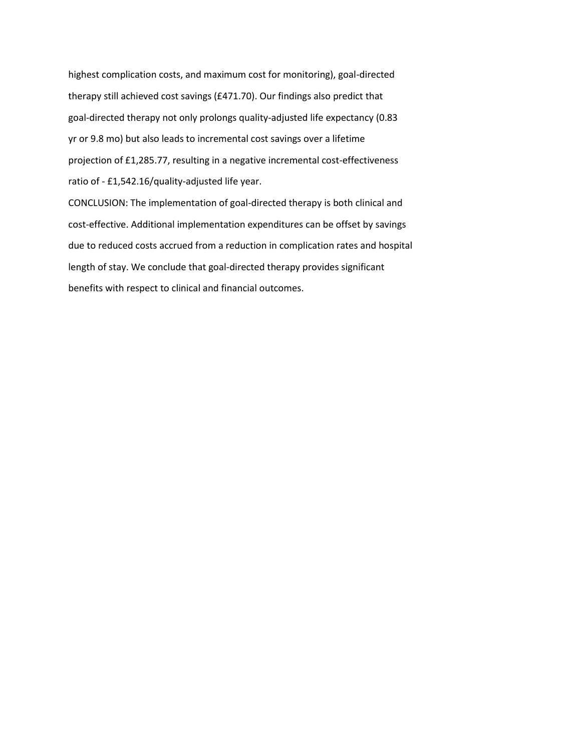highest complication costs, and maximum cost for monitoring), goal-directed therapy still achieved cost savings (£471.70). Our findings also predict that goal-directed therapy not only prolongs quality-adjusted life expectancy (0.83 yr or 9.8 mo) but also leads to incremental cost savings over a lifetime projection of £1,285.77, resulting in a negative incremental cost-effectiveness ratio of - £1,542.16/quality-adjusted life year.

CONCLUSION: The implementation of goal-directed therapy is both clinical and cost-effective. Additional implementation expenditures can be offset by savings due to reduced costs accrued from a reduction in complication rates and hospital length of stay. We conclude that goal-directed therapy provides significant benefits with respect to clinical and financial outcomes.